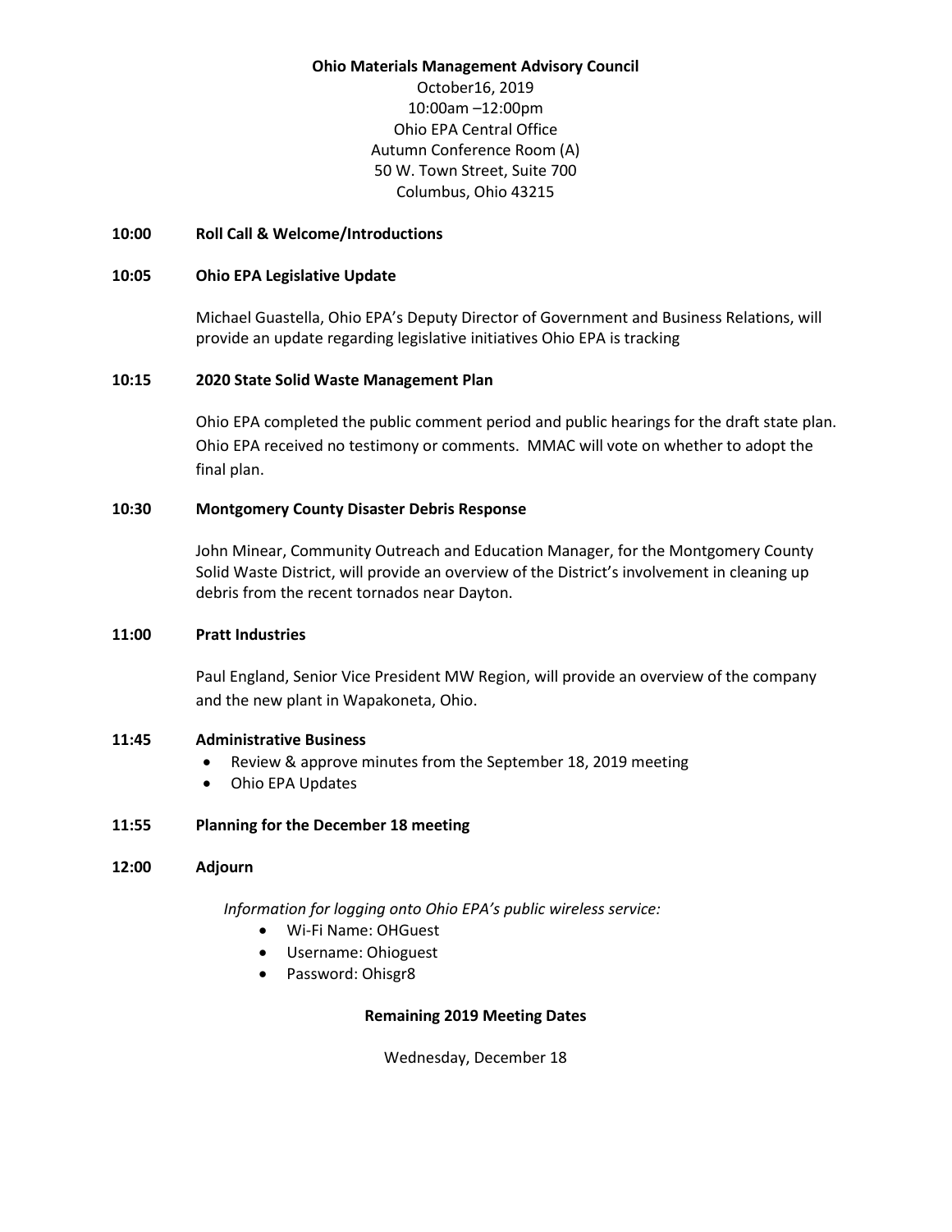**Ohio Materials Management Advisory Council**

October16, 2019
10:00am –12:00pm
Ohio EPA Central Office
Autumn Conference Room (A)
50 W. Town Street, Suite 700
Columbus, Ohio 43215

**10:00 Roll Call & Welcome/Introductions**

**10:05 Ohio EPA Legislative Update**

Michael Guastella, Ohio EPA's Deputy Director of Government and Business Relations, will provide an update regarding legislative initiatives Ohio EPA is tracking

**10:15 2020 State Solid Waste Management Plan**

Ohio EPA completed the public comment period and public hearings for the draft state plan. Ohio EPA received no testimony or comments. MMAC will vote on whether to adopt the final plan.

**10:30 Montgomery County Disaster Debris Response**

John Minear, Community Outreach and Education Manager, for the Montgomery County Solid Waste District, will provide an overview of the District's involvement in cleaning up debris from the recent tornados near Dayton.

**11:00 Pratt Industries**

Paul England, Senior Vice President MW Region, will provide an overview of the company and the new plant in Wapakoneta, Ohio.

**11:45 Administrative Business**

- Review & approve minutes from the September 18, 2019 meeting
- Ohio EPA Updates

**11:55 Planning for the December 18 meeting**

**12:00 Adjourn**

*Information for logging onto Ohio EPA's public wireless service:*

- Wi-Fi Name: OHGuest
- Username: Ohioguest
- Password: Ohisgr8

**Remaining 2019 Meeting Dates**

Wednesday, December 18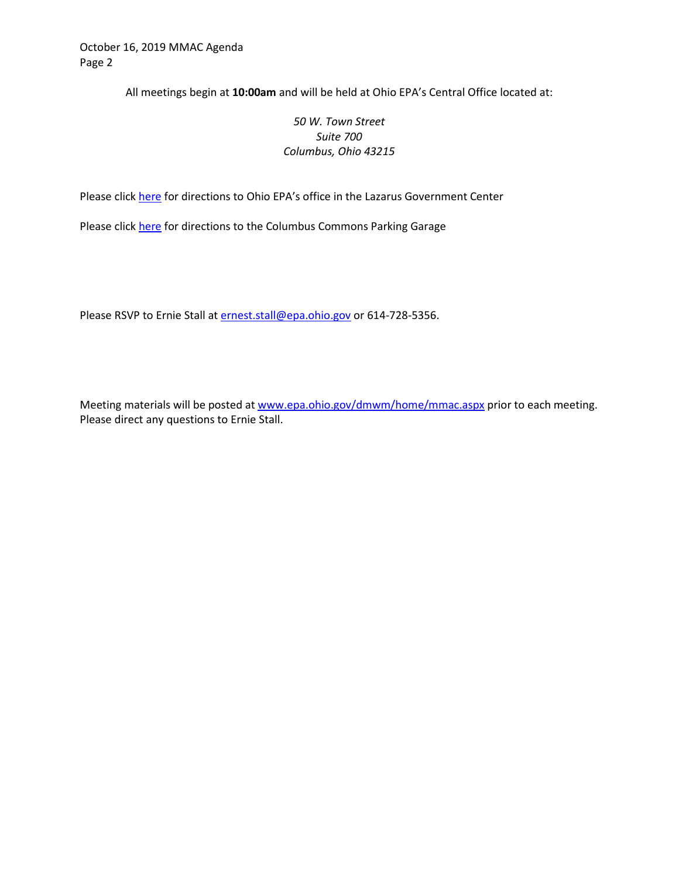All meetings begin at **10:00am** and will be held at Ohio EPA's Central Office located at:

*50 W. Town Street*
*Suite 700*
*Columbus, Ohio 43215*

Please click here for directions to Ohio EPA's office in the Lazarus Government Center

Please click here for directions to the Columbus Commons Parking Garage

Please RSVP to Ernie Stall at ernest.stall@epa.ohio.gov or 614-728-5356.

Meeting materials will be posted at www.epa.ohio.gov/dmwm/home/mmac.aspx prior to each meeting. Please direct any questions to Ernie Stall.